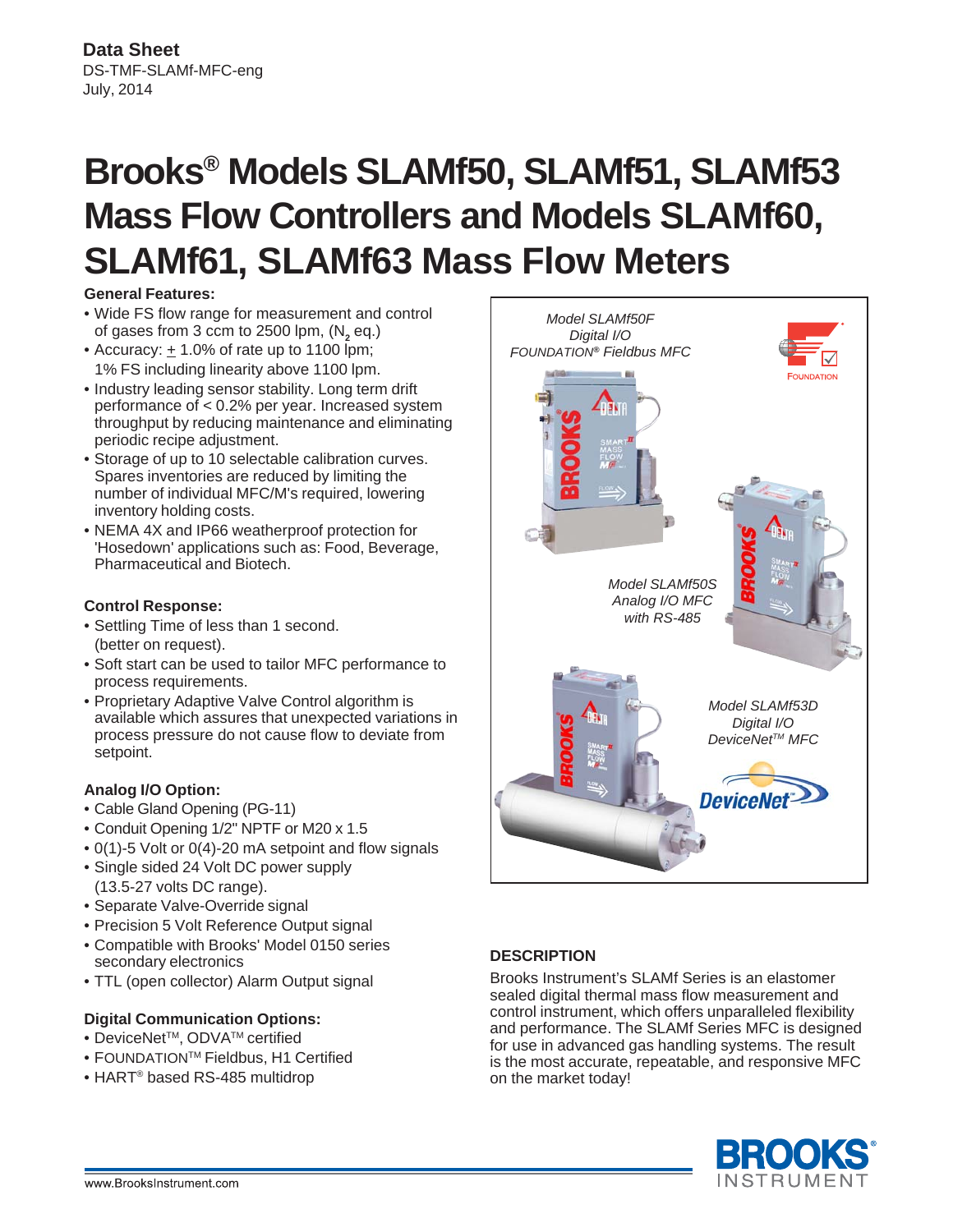**Data Sheet**
DS-TMF-SLAMf-MFC-eng
July, 2014

# Brooks® Models SLAMf50, SLAMf51, SLAMf53 Mass Flow Controllers and Models SLAMf60, SLAMf61, SLAMf63 Mass Flow Meters

**General Features:**

- Wide FS flow range for measurement and control of gases from 3 ccm to 2500 lpm, ($N_2$ eq.)
- Accuracy: ± 1.0% of rate up to 1100 lpm; 1% FS including linearity above 1100 lpm.
- Industry leading sensor stability. Long term drift performance of < 0.2% per year. Increased system throughput by reducing maintenance and eliminating periodic recipe adjustment.
- Storage of up to 10 selectable calibration curves. Spares inventories are reduced by limiting the number of individual MFC/M's required, lowering inventory holding costs.
- NEMA 4X and IP66 weatherproof protection for 'Hosedown' applications such as: Food, Beverage, Pharmaceutical and Biotech.

**Control Response:**

- Settling Time of less than 1 second. (better on request).
- Soft start can be used to tailor MFC performance to process requirements.
- Proprietary Adaptive Valve Control algorithm is available which assures that unexpected variations in process pressure do not cause flow to deviate from setpoint.

**Analog I/O Option:**

- Cable Gland Opening (PG-11)
- Conduit Opening 1/2" NPTF or M20 x 1.5
- 0(1)-5 Volt or 0(4)-20 mA setpoint and flow signals
- Single sided 24 Volt DC power supply (13.5-27 volts DC range).
- Separate Valve-Override signal
- Precision 5 Volt Reference Output signal
- Compatible with Brooks' Model 0150 series secondary electronics
- TTL (open collector) Alarm Output signal

**Digital Communication Options:**

- DeviceNet™, ODVA™ certified
- FOUNDATION™ Fieldbus, H1 Certified
- HART® based RS-485 multidrop

*Model SLAMf50F Digital I/O FOUNDATION® Fieldbus MFC*

*Model SLAMf50S Analog I/O MFC with RS-485*

*Model SLAMf53D Digital I/O DeviceNet™ MFC*

## DESCRIPTION

Brooks Instrument's SLAMf Series is an elastomer sealed digital thermal mass flow measurement and control instrument, which offers unparalleled flexibility and performance. The SLAMf Series MFC is designed for use in advanced gas handling systems. The result is the most accurate, repeatable, and responsive MFC on the market today!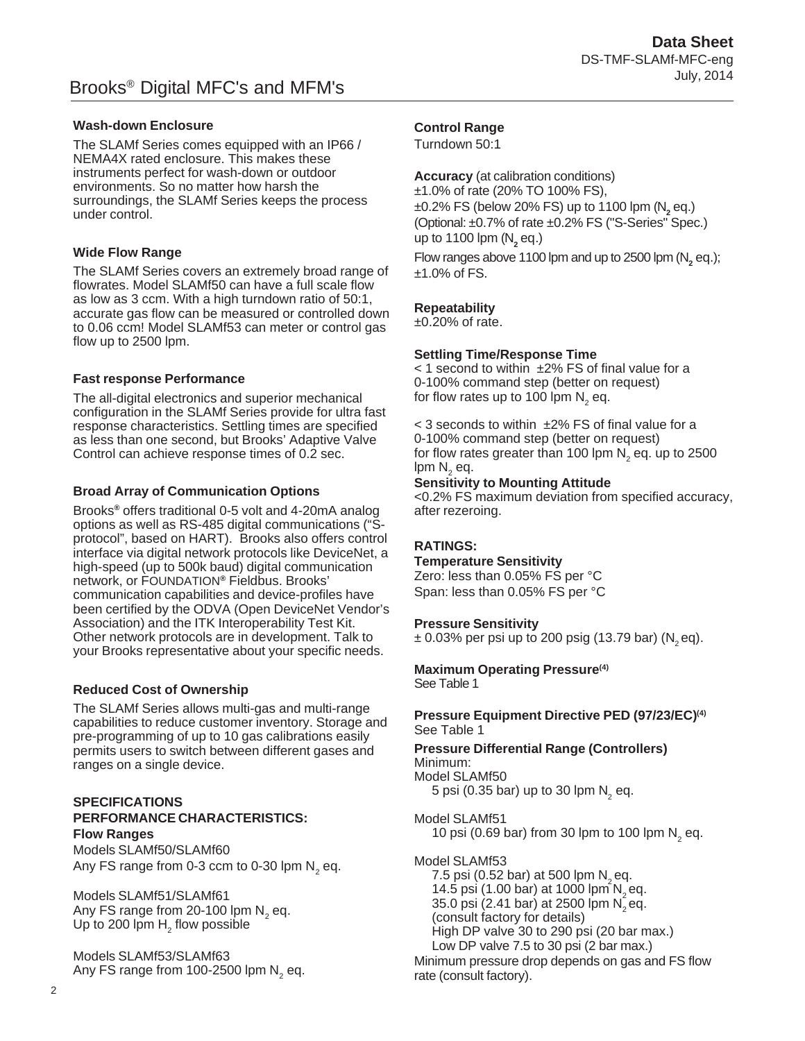### Wash-down Enclosure

The SLAMf Series comes equipped with an IP66 / NEMA4X rated enclosure. This makes these instruments perfect for wash-down or outdoor environments. So no matter how harsh the surroundings, the SLAMf Series keeps the process under control.

### Wide Flow Range

The SLAMf Series covers an extremely broad range of flowrates. Model SLAMf50 can have a full scale flow as low as 3 ccm. With a high turndown ratio of 50:1, accurate gas flow can be measured or controlled down to 0.06 ccm! Model SLAMf53 can meter or control gas flow up to 2500 lpm.

### Fast response Performance

The all-digital electronics and superior mechanical configuration in the SLAMf Series provide for ultra fast response characteristics. Settling times are specified as less than one second, but Brooks' Adaptive Valve Control can achieve response times of 0.2 sec.

### Broad Array of Communication Options

Brooks® offers traditional 0-5 volt and 4-20mA analog options as well as RS-485 digital communications ("S-protocol", based on HART). Brooks also offers control interface via digital network protocols like DeviceNet, a high-speed (up to 500k baud) digital communication network, or FOUNDATION® Fieldbus. Brooks' communication capabilities and device-profiles have been certified by the ODVA (Open DeviceNet Vendor's Association) and the ITK Interoperability Test Kit. Other network protocols are in development. Talk to your Brooks representative about your specific needs.

### Reduced Cost of Ownership

The SLAMf Series allows multi-gas and multi-range capabilities to reduce customer inventory. Storage and pre-programming of up to 10 gas calibrations easily permits users to switch between different gases and ranges on a single device.

## SPECIFICATIONS

### PERFORMANCE CHARACTERISTICS:

**Flow Ranges**

Models SLAMf50/SLAMf60
Any FS range from 0-3 ccm to 0-30 lpm $N_2$ eq.

Models SLAMf51/SLAMf61
Any FS range from 20-100 lpm $N_2$ eq.
Up to 200 lpm $H_2$ flow possible

Models SLAMf53/SLAMf63
Any FS range from 100-2500 lpm $N_2$ eq.

**Control Range**

Turndown 50:1

**Accuracy** (at calibration conditions)

±1.0% of rate (20% TO 100% FS),
±0.2% FS (below 20% FS) up to 1100 lpm ($N_2$ eq.)
(Optional: ±0.7% of rate ±0.2% FS ("S-Series" Spec.) up to 1100 lpm ($N_2$ eq.)
Flow ranges above 1100 lpm and up to 2500 lpm ($N_2$ eq.); ±1.0% of FS.

**Repeatability**

±0.20% of rate.

**Settling Time/Response Time**

< 1 second to within ±2% FS of final value for a 0-100% command step (better on request) for flow rates up to 100 lpm $N_2$ eq.

< 3 seconds to within ±2% FS of final value for a 0-100% command step (better on request) for flow rates greater than 100 lpm $N_2$ eq. up to 2500 lpm $N_2$ eq.

**Sensitivity to Mounting Attitude**

<0.2% FS maximum deviation from specified accuracy, after rezeroing.

### RATINGS:

**Temperature Sensitivity**

Zero: less than 0.05% FS per °C
Span: less than 0.05% FS per °C

**Pressure Sensitivity**

± 0.03% per psi up to 200 psig (13.79 bar) ($N_2$ eq).

**Maximum Operating Pressure(4)**

See Table 1

**Pressure Equipment Directive PED (97/23/EC)(4)**

See Table 1

**Pressure Differential Range (Controllers)**

Minimum:

Model SLAMf50
5 psi (0.35 bar) up to 30 lpm $N_2$ eq.

Model SLAMf51
10 psi (0.69 bar) from 30 lpm to 100 lpm $N_2$ eq.

Model SLAMf53
7.5 psi (0.52 bar) at 500 lpm $N_2$ eq.
14.5 psi (1.00 bar) at 1000 lpm $N_2$ eq.
35.0 psi (2.41 bar) at 2500 lpm $N_2$ eq.
(consult factory for details)
High DP valve 30 to 290 psi (20 bar max.)
Low DP valve 7.5 to 30 psi (2 bar max.)

Minimum pressure drop depends on gas and FS flow rate (consult factory).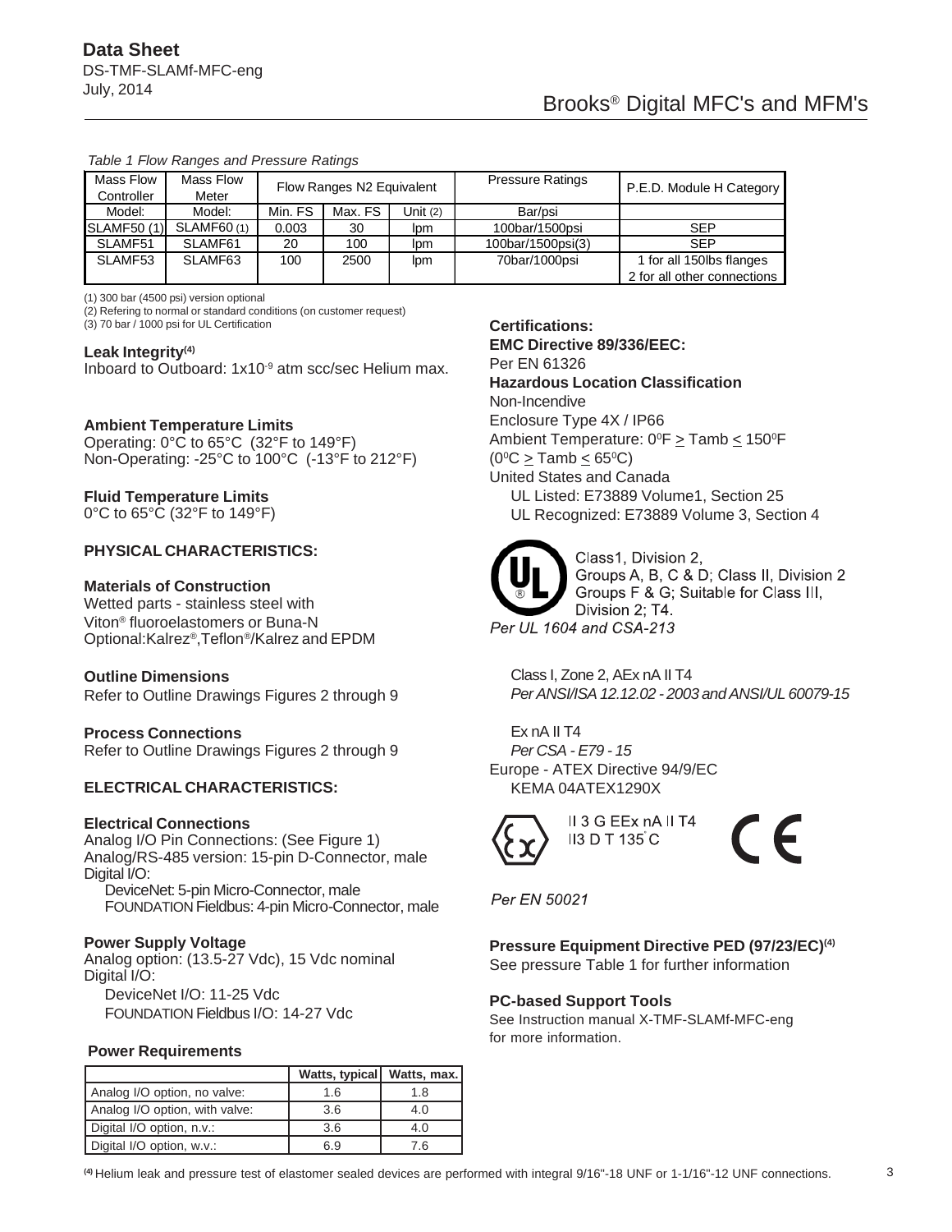*Table 1 Flow Ranges and Pressure Ratings*

| Mass Flow Controller | Mass Flow Meter | Flow Ranges N2 Equivalent | | | Pressure Ratings | P.E.D. Module H Category |
|---|---|---|---|---|---|---|
| Model: | Model: | Min. FS | Max. FS | Unit (2) | Bar/psi | |
| SLAMF50 (1) | SLAMF60 (1) | 0.003 | 30 | lpm | 100bar/1500psi | SEP |
| SLAMF51 | SLAMF61 | 20 | 100 | lpm | 100bar/1500psi(3) | SEP |
| SLAMF53 | SLAMF63 | 100 | 2500 | lpm | 70bar/1000psi | 1 for all 150lbs flanges<br>2 for all other connections |

(1) 300 bar (4500 psi) version optional
(2) Refering to normal or standard conditions (on customer request)
(3) 70 bar / 1000 psi for UL Certification

**Leak Integrity(4)**
Inboard to Outboard: $1x10^{-9}$ atm scc/sec Helium max.

**Ambient Temperature Limits**
Operating: 0°C to 65°C (32°F to 149°F)
Non-Operating: -25°C to 100°C (-13°F to 212°F)

**Fluid Temperature Limits**
0°C to 65°C (32°F to 149°F)

## PHYSICAL CHARACTERISTICS:

**Materials of Construction**
Wetted parts - stainless steel with
Viton® fluoroelastomers or Buna-N
Optional:Kalrez®,Teflon®/Kalrez and EPDM

**Outline Dimensions**
Refer to Outline Drawings Figures 2 through 9

**Process Connections**
Refer to Outline Drawings Figures 2 through 9

## ELECTRICAL CHARACTERISTICS:

**Electrical Connections**
Analog I/O Pin Connections: (See Figure 1)
Analog/RS-485 version: 15-pin D-Connector, male
Digital I/O:
  DeviceNet: 5-pin Micro-Connector, male
  FOUNDATION Fieldbus: 4-pin Micro-Connector, male

**Power Supply Voltage**
Analog option: (13.5-27 Vdc), 15 Vdc nominal
Digital I/O:
  DeviceNet I/O: 11-25 Vdc
  FOUNDATION Fieldbus I/O: 14-27 Vdc

**Power Requirements**

| | Watts, typical | Watts, max. |
|---|---|---|
| Analog I/O option, no valve: | 1.6 | 1.8 |
| Analog I/O option, with valve: | 3.6 | 4.0 |
| Digital I/O option, n.v.: | 3.6 | 4.0 |
| Digital I/O option, w.v.: | 6.9 | 7.6 |

**Certifications:**
**EMC Directive 89/336/EEC:**
Per EN 61326
**Hazardous Location Classification**
Non-Incendive
Enclosure Type 4X / IP66
Ambient Temperature: $0^0F \geq Tamb \leq 150^0F$
($0^0C \geq Tamb \leq 65^0C$)
United States and Canada
  UL Listed: E73889 Volume1, Section 25
  UL Recognized: E73889 Volume 3, Section 4

Class1, Division 2,
Groups A, B, C & D; Class II, Division 2
Groups F & G; Suitable for Class III,
Division 2; T4.
*Per UL 1604 and CSA-213*

Class I, Zone 2, AEx nA II T4
*Per ANSI/ISA 12.12.02 - 2003 and ANSI/UL 60079-15*

Ex nA II T4
*Per CSA - E79 - 15*
Europe - ATEX Directive 94/9/EC
  KEMA 04ATEX1290X

II 3 G EEx nA II T4
II3 D T 135°C

*Per EN 50021*

**Pressure Equipment Directive PED (97/23/EC)(4)**
See pressure Table 1 for further information

**PC-based Support Tools**
See Instruction manual X-TMF-SLAMf-MFC-eng
for more information.

(4) Helium leak and pressure test of elastomer sealed devices are performed with integral 9/16"-18 UNF or 1-1/16"-12 UNF connections.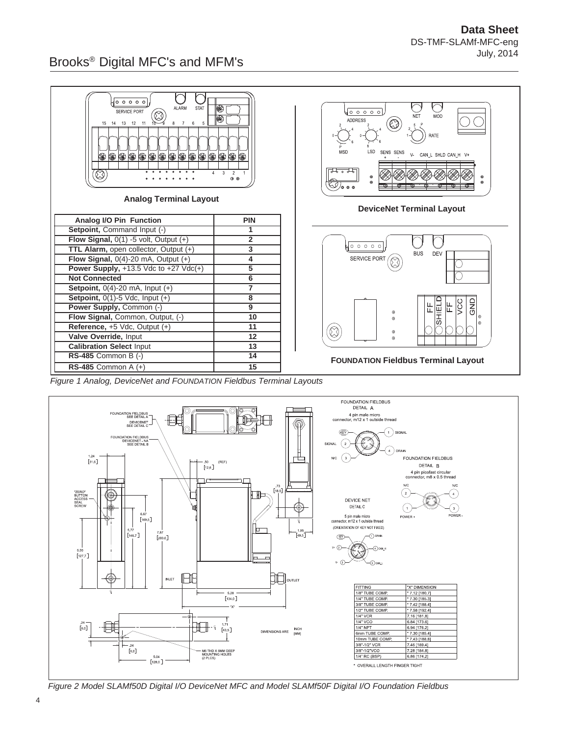**Analog Terminal Layout**

| Analog I/O Pin Function | PIN |
|---|---|
| **Setpoint,** Command Input (-) | 1 |
| **Flow Signal,** 0(1) -5 volt, Output (+) | 2 |
| **TTL Alarm,** open collector, Output (+) | 3 |
| **Flow Signal,** 0(4)-20 mA, Output (+) | 4 |
| **Power Supply,** +13.5 Vdc to +27 Vdc(+) | 5 |
| **Not Connected** | 6 |
| **Setpoint,** 0(4)-20 mA, Input (+) | 7 |
| **Setpoint,** 0(1)-5 Vdc, Input (+) | 8 |
| **Power Supply,** Common (-) | 9 |
| **Flow Signal,** Common, Output, (-) | 10 |
| **Reference,** +5 Vdc, Output (+) | 11 |
| **Valve Override,** Input | 12 |
| **Calibration Select** Input | 13 |
| **RS-485** Common B (-) | 14 |
| **RS-485** Common A (+) | 15 |

**DeviceNet Terminal Layout**

**FOUNDATION Fieldbus Terminal Layout**

*Figure 1 Analog, DeviceNet and FOUNDATION Fieldbus Terminal Layouts*

| FITTING | "X" DIMENSION |
|---|---|
| 1/8" TUBE COMP. | * 7.12 [180.7] |
| 1/4" TUBE COMP. | * 7.30 [185.3] |
| 3/8" TUBE COMP. | * 7.42 [188.4] |
| 1/2" TUBE COMP. | * 7.58 [192.4] |
| 1/4" VCR | 7.16 [181.8] |
| 1/4" VCO | 6.84 [173.6] |
| 1/4" NPT | 6.94 [176.2] |
| 6mm TUBE COMP. | * 7.30 [185.4] |
| 10mm TUBE COMP. | * 7.43 [188.8] |
| 3/8"-1/2" VCR | 7.46 [189.4] |
| 3/8"-1/2"VCO | 7.28 [184.8] |
| 1/4" RC (BSP) | 6.86 [174.2] |

\* OVERALL LENGTH FINGER TIGHT

*Figure 2 Model SLAMf50D Digital I/O DeviceNet MFC and Model SLAMf50F Digital I/O Foundation Fieldbus*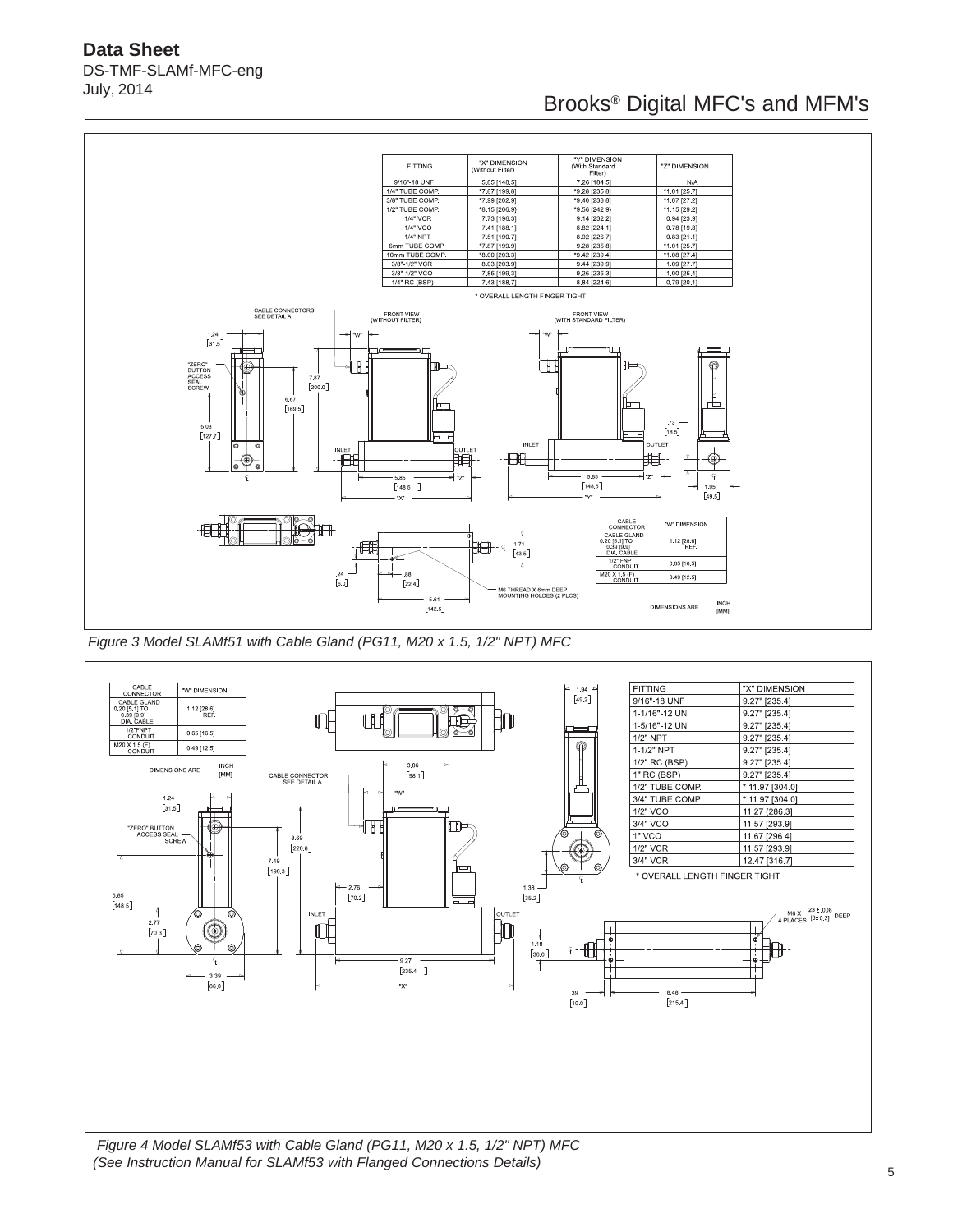| FITTING | "X" DIMENSION (Without Filter) | "Y" DIMENSION (With Standard Filter) | "Z" DIMENSION |
|---|---|---|---|
| 9/16"-18 UNF | 5.85 [148.5] | 7.26 [184.5] | N/A |
| 1/4" TUBE COMP. | *7.87 [199.8] | *9.28 [235.8] | *1.01 [25.7] |
| 3/8" TUBE COMP. | *7.99 [202.9] | *9.40 [238.8] | *1.07 [27.2] |
| 1/2" TUBE COMP. | *8.15 [206.9] | *9.56 [242.9] | *1.15 [29.2] |
| 1/4" VCR | 7.73 [196.3] | 9.14 [232.2] | 0.94 [23.9] |
| 1/4" VCO | 7.41 [188.1] | 8.82 [224.1] | 0.78 [19.8] |
| 1/4" NPT | 7.51 [190.7] | 8.92 [226.7] | 0.83 [21.1] |
| 6mm TUBE COMP. | *7.87 [199.9] | 9.28 [235.8] | *1.01 [25.7] |
| 10mm TUBE COMP. | *8.00 [203.3] | *9.42 [239.4] | *1.08 [27.4] |
| 3/8"-1/2" VCR | 8.03 [203.9] | 9.44 [239.9] | 1.09 [27.7] |
| 3/8"-1/2" VCO | 7.85 [199.3] | 9.26 [235.3] | 1.00 [25.4] |
| 1/4" RC (BSP) | 7.43 [188.7] | 8.84 [224.6] | 0.79 [20.1] |

* OVERALL LENGTH FINGER TIGHT

| CABLE CONNECTOR | "W" DIMENSION |
|---|---|
| CABLE GLAND 0.20 [5.1] TO 0.39 [9.9] DIA. CABLE | 1.12 [28.6] REF. |
| 1/2" FNPT CONDUIT | 0.65 [16.5] |
| M20 X 1.5 (F) CONDUIT | 0.49 [12.5] |

DIMENSIONS ARE INCH [MM]

*Figure 3 Model SLAMf51 with Cable Gland (PG11, M20 x 1.5, 1/2" NPT) MFC*

| CABLE CONNECTOR | "W" DIMENSION |
|---|---|
| CABLE GLAND 0.20 [5.1] TO 0.39 [9.9] DIA. CABLE | 1.12 [28.6] REF. |
| 1/2" FNPT CONDUIT | 0.65 [16.5] |
| M20 X 1.5 (F) CONDUIT | 0.49 [12.5] |

DIMENSIONS ARE INCH [MM]

| FITTING | "X" DIMENSION |
|---|---|
| 9/16"-18 UNF | 9.27" [235.4] |
| 1-1/16"-12 UN | 9.27" [235.4] |
| 1-5/16"-12 UN | 9.27" [235.4] |
| 1/2" NPT | 9.27" [235.4] |
| 1-1/2" NPT | 9.27" [235.4] |
| 1/2" RC (BSP) | 9.27" [235.4] |
| 1" RC (BSP) | 9.27" [235.4] |
| 1/2" TUBE COMP. | * 11.97 [304.0] |
| 3/4" TUBE COMP. | * 11.97 [304.0] |
| 1/2" VCO | 11.27 (286.3] |
| 3/4" VCO | 11.57 [293.9] |
| 1" VCO | 11.67 [296.4] |
| 1/2" VCR | 11.57 [293.9] |
| 3/4" VCR | 12.47 [316.7] |

* OVERALL LENGTH FINGER TIGHT

*Figure 4 Model SLAMf53 with Cable Gland (PG11, M20 x 1.5, 1/2" NPT) MFC*
*(See Instruction Manual for SLAMf53 with Flanged Connections Details)*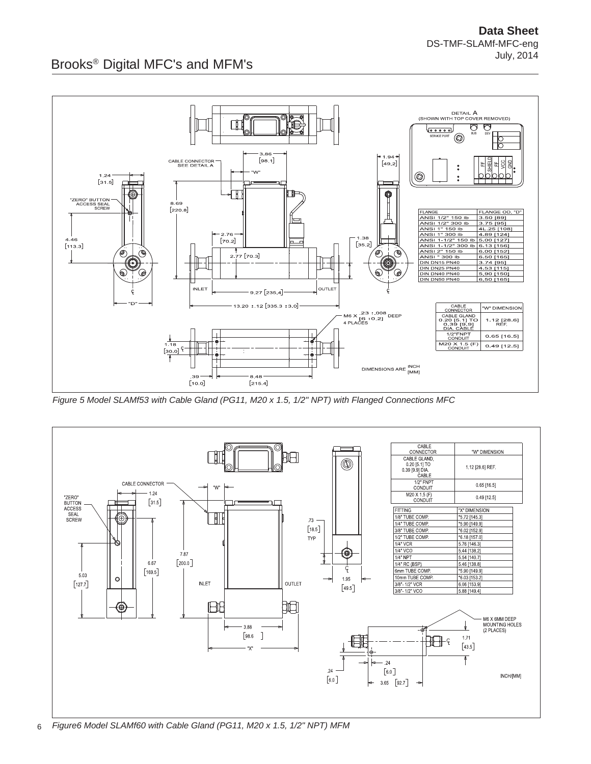Figure 5 Model SLAMf53 with Cable Gland (PG11, M20 x 1.5, 1/2" NPT) with Flanged Connections MFC

| FLANGE | FLANGE OD, "D" |
|---|---|
| ANSI 1/2" 150 lb | 3.50 [89] |
| ANSI 1/2" 300 lb | 3.75 [95] |
| ANSI 1" 150 lb | 4L.25 [108] |
| ANSI 1" 300 lb | 4.89 [124] |
| ANSI 1-1/2" 150 lb | 5.00 [127] |
| ANSI 1-1/2" 300 lb | 6.13 [156] |
| ANSI 2" 150 lb | 6.00 [152] |
| ANSI " 300 lb | 6.50 [165] |
| DIN DN15 PN40 | 3.74 [95] |
| DIN DN25 PN40 | 4.53 [115] |
| DIN DN40 PN40 | 5.90 [150] |
| DIN DN50 PN40 | 6.50 [165] |

| CABLE CONNECTOR | "W" DIMENSION |
|---|---|
| CABLE GLAND 0.20 [5.1] TO 0.39 [9.9] DIA. CABLE | 1.12 [28.6] REF. |
| 1/2"FNPT CONDUIT | 0.65 [16.5] |
| M20 X 1.5 (F) CONDUIT | 0.49 [12.5] |

DIMENSIONS ARE INCH [MM]

Figure6 Model SLAMf60 with Cable Gland (PG11, M20 x 1.5, 1/2" NPT) MFM

| CABLE CONNECTOR | "W" DIMENSION |
|---|---|
| CABLE GLAND, 0.20 [5.1] TO 0.39 [9.9] DIA. CABLE | 1.12 [28.6] REF. |
| 1/2" FNPT CONDUIT | 0.65 [16.5] |
| M20 X 1.5 (F) CONDUIT | 0.49 [12.5] |

| FITTING | "X" DIMENSION |
|---|---|
| 1/8" TUBE COMP. | *5.72 [145.3] |
| 1/4" TUBE COMP. | *5.90 [149.9] |
| 3/8" TUBE COMP. | *6.02 [152.9] |
| 1/2" TUBE COMP. | *6.18 [157.0] |
| 1/4" VCR | 5.76 [146.3] |
| 1/4" VCO | 5.44 [138.2] |
| 1/4" NPT | 5.54 [140.7] |
| 1/4" RC (BSP) | 5.46 [138.8] |
| 6mm TUBE COMP. | *5.90 [149.9] |
| 10mm TUBE COMP. | *6.03 [153.2] |
| 3/8"- 1/2" VCR | 6.06 [153.9] |
| 3/8"- 1/2" VCO | 5.88 [149.4] |

INCH/[MM]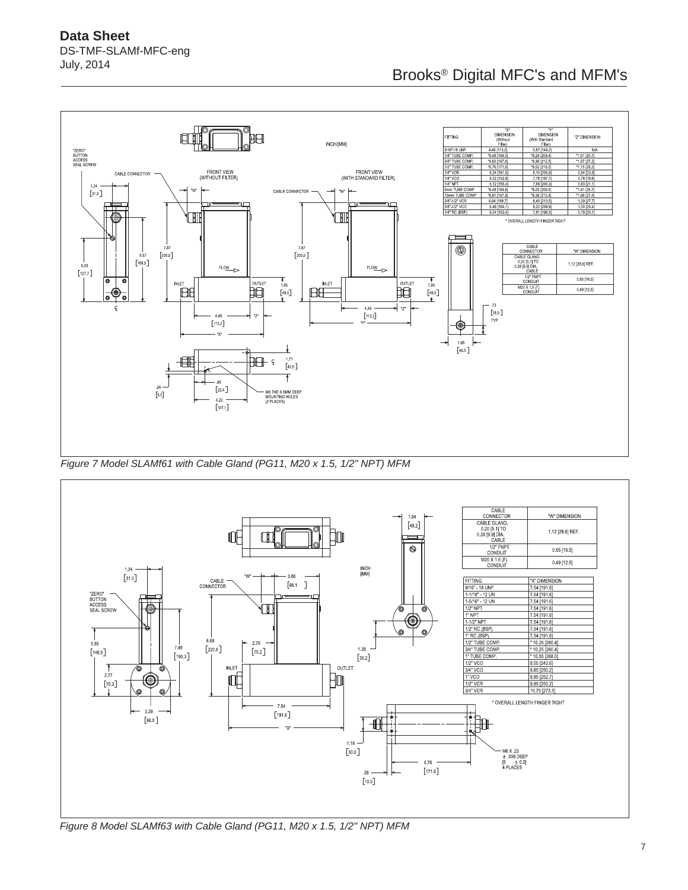| FITTING | "X" DIMENSION (Without Filter) | "Y" DIMENSION (With Standard Filter) | "Z" DIMENSION |
|---|---|---|---|
| 9/16"-18 UNF | 4.46 [113.2] | 5.87 [149.2] | N/A |
| 1/4" TUBE COMP. | *6.48 [164.5] | *8.24 [209.4] | *1.01 [25.7] |
| 3/8" TUBE COMP. | *6.60 [167.6] | *8.36 [212.5] | *1.07 [27.2] |
| 1/2" TUBE COMP. | *6.76 [171.6] | *8.52 [216.5] | *1.15 [29.2] |
| 1/4" VCR | 6.34 [161.0] | 8.10 [205.9] | 0.94 [23.9] |
| 1/4" VCO | 6.02 [152.9] | 7.78 [197.7] | 0.78 [19.8] |
| 1/4" NPT | 6.12 [155.4] | 7.89 [200.3] | 0.83 [21.1] |
| 6mm TUBE COMP | *6.49 [164.8] | *8.25 [209.5] | *1.01 [25.7] |
| 10mm TUBE COMP | *6.61 [167.9] | *8.38 [212.9] | *1.08 [27.4] |
| 3/8"-1/2" VCR | 6.64 [168.7] | 8.40 [213.5] | 1.09 [27.7] |
| 3/8"-1/2" VCO | 6.46 [164.1] | 8.22 [208.9] | 1.00 [25.4] |
| 1/4" RC (BSP) | 6.04 [153.4] | 7.81 [198.3] | 0.79 [20.1] |

\* OVERALL LENGTH FINGER TIGHT

| CABLE CONNECTOR | "W" DIMENSION |
|---|---|
| CABLE GLAND, 0.20 [5.1] TO 0.39 [9.9] DIA. CABLE | 1.12 [28.6] REF. |
| 1/2" FNPT CONDUIT | 0.65 [16.5] |
| M20 X 1.5 (F) CONDUIT | 0.49 [12.5] |

*Figure 7 Model SLAMf61 with Cable Gland (PG11, M20 x 1.5, 1/2" NPT) MFM*

| CABLE CONNECTOR | "W" DIMENSION |
|---|---|
| CABLE GLAND, 0.20 [5.1] TO 0.39 [9.9] DIA. CABLE | 1.12 [28.6] REF. |
| 1/2" FNPT CONDUIT | 0.65 [16.5] |
| M20 X 1.5 (F) CONDUIT | 0.49 [12.5] |

| FITTING | "X" DIMENSION |
|---|---|
| 9/16" - 18 UNF | 7.54 [191.6] |
| 1-1/16" - 12 UN | 7.54 [191.6] |
| 1-5/16" - 12 UN | 7.54 [191.6] |
| 1/2" NPT | 7.54 [191.6] |
| 1" NPT | 7.54 [191.6] |
| 1-1/2" NPT | 7.54 [191.6] |
| 1/2" RC (BSP) | 7.54 [191.6] |
| 1" RC (BSP) | 7.54 [191.6] |
| 1/2" TUBE COMP. | * 10.25 [260.4] |
| 3/4" TUBE COMP. | * 10.25 [260.4] |
| 1" TUBE COMP. | * 10.55 [268.0] |
| 1/2" VCO | 9.55 [242.6] |
| 3/4" VCO | 9.85 [250.2] |
| 1" VCO | 9.95 [252.7] |
| 1/2" VCR | 9.85 [250.2] |
| 3/4" VCR | 10.75 [273.1] |

\* OVERALL LENGTH FINGER TIGHT

*Figure 8 Model SLAMf63 with Cable Gland (PG11, M20 x 1.5, 1/2" NPT) MFM*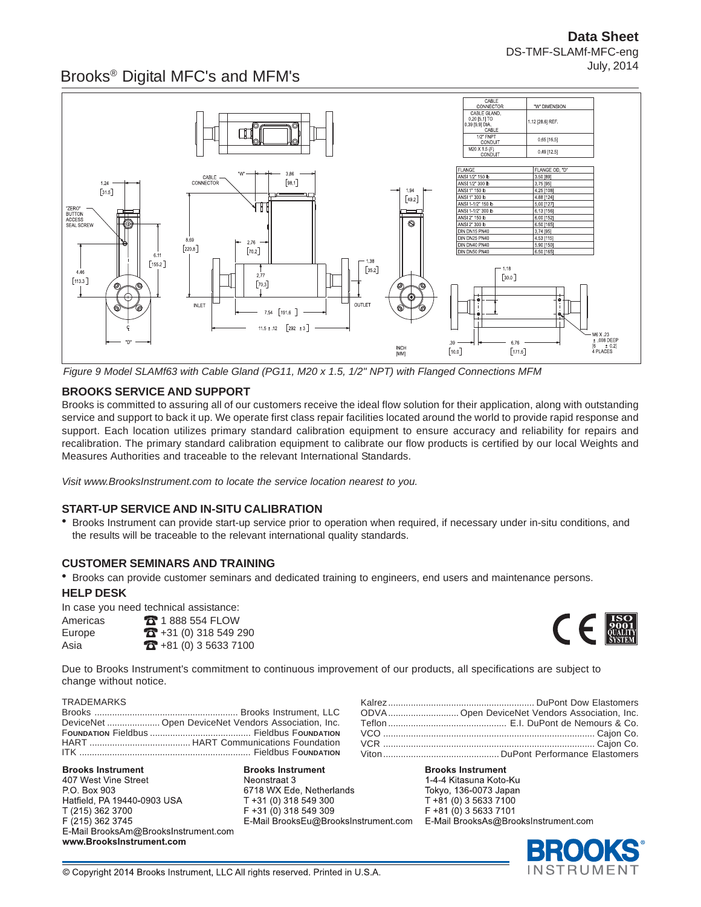Brooks® Digital MFC's and MFM's

**Data Sheet**
DS-TMF-SLAMf-MFC-eng
July, 2014

| CABLE CONNECTOR | "W" DIMENSION |
|---|---|
| CABLE GLAND, 0.20 [5.1] TO 0.39 [9.9] DIA. CABLE | 1.12 [28.6] REF. |
| 1/2" FNPT CONDUIT | 0.65 [16.5] |
| M20 X 1.5 (F) CONDUIT | 0.49 [12.5] |

| FLANGE | FLANGE OD, "D" |
|---|---|
| ANSI 1/2" 150 lb | 3.50 [89] |
| ANSI 1/2" 300 lb | 3.75 [95] |
| ANSI 1" 150 lb | 4.25 [108] |
| ANSI 1" 300 lb | 4.88 [124] |
| ANSI 1-1/2" 150 lb | 5.00 [127] |
| ANSI 1-1/2" 300 lb | 6.13 [156] |
| ANSI 2" 150 lb | 6.00 [152] |
| ANSI 2" 300 lb | 6.50 [165] |
| DIN DN15 PN40 | 3.74 [95] |
| DIN DN25 PN40 | 4.53 [115] |
| DIN DN40 PN40 | 5.90 [150] |
| DIN DN50 PN40 | 6.50 [165] |

*Figure 9 Model SLAMf63 with Cable Gland (PG11, M20 x 1.5, 1/2" NPT) with Flanged Connections MFM*

## BROOKS SERVICE AND SUPPORT

Brooks is committed to assuring all of our customers receive the ideal flow solution for their application, along with outstanding service and support to back it up. We operate first class repair facilities located around the world to provide rapid response and support. Each location utilizes primary standard calibration equipment to ensure accuracy and reliability for repairs and recalibration. The primary standard calibration equipment to calibrate our flow products is certified by our local Weights and Measures Authorities and traceable to the relevant International Standards.

*Visit www.BrooksInstrument.com to locate the service location nearest to you.*

## START-UP SERVICE AND IN-SITU CALIBRATION

- Brooks Instrument can provide start-up service prior to operation when required, if necessary under in-situ conditions, and the results will be traceable to the relevant international quality standards.

## CUSTOMER SEMINARS AND TRAINING

- Brooks can provide customer seminars and dedicated training to engineers, end users and maintenance persons.

## HELP DESK

In case you need technical assistance:

| | |
|---|---|
| Americas | 1 888 554 FLOW |
| Europe | +31 (0) 318 549 290 |
| Asia | +81 (0) 3 5633 7100 |

Due to Brooks Instrument's commitment to continuous improvement of our products, all specifications are subject to change without notice.

TRADEMARKS

| | |
|---|---|
| Brooks | Brooks Instrument, LLC |
| DeviceNet | Open DeviceNet Vendors Association, Inc. |
| FOUNDATION Fieldbus | Fieldbus FOUNDATION |
| HART | HART Communications Foundation |
| ITK | Fieldbus FOUNDATION |
| Kalrez | DuPont Dow Elastomers |
| ODVA | Open DeviceNet Vendors Association, Inc. |
| Teflon | E.I. DuPont de Nemours & Co. |
| VCO | Cajon Co. |
| VCR | Cajon Co. |
| Viton | DuPont Performance Elastomers |

**Brooks Instrument**
407 West Vine Street
P.O. Box 903
Hatfield, PA 19440-0903 USA
T (215) 362 3700
F (215) 362 3745
E-Mail BrooksAm@BrooksInstrument.com
**www.BrooksInstrument.com**

**Brooks Instrument**
Neonstraat 3
6718 WX Ede, Netherlands
T +31 (0) 318 549 300
F +31 (0) 318 549 309
E-Mail BrooksEu@BrooksInstrument.com

**Brooks Instrument**
1-4-4 Kitasuna Koto-Ku
Tokyo, 136-0073 Japan
T +81 (0) 3 5633 7100
F +81 (0) 3 5633 7101
E-Mail BrooksAs@BrooksInstrument.com

© Copyright 2014 Brooks Instrument, LLC All rights reserved. Printed in U.S.A.